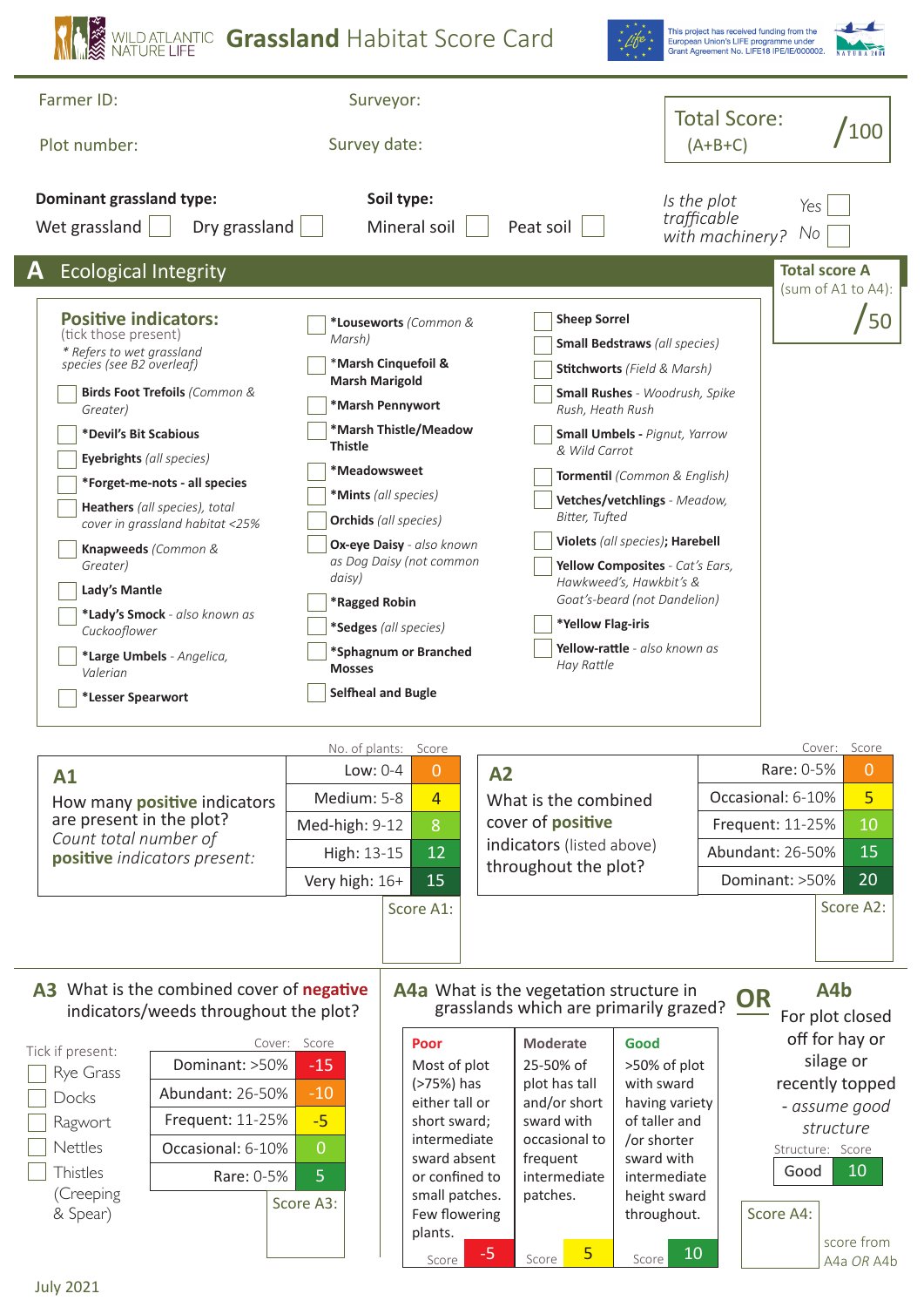# WILD ATLANTIC NATURE LIFE — **Grassland** Habitat Score Card

This project has received funding from the European Union's LIFE programme under Grant Agreement No. LIFE18 IPE/IE/000002.

Farmer ID:

Surveyor:

Plot number:

Survey date:

**Total Score: (A+B+C)** /100

**Dominant grassland type:** Wet grassland ☐ Dry grassland ☐

**Soil type:** Mineral soil ☐ Peat soil ☐

*Is the plot trafficable with machinery?* Yes ☐ No ☐

## A Ecological Integrity

**Total score A** (sum of A1 to A4): /50

### Positive indicators:
(tick those present)

*\* Refers to wet grassland species (see B2 overleaf)*

- ☐ **Birds Foot Trefoils** *(Common & Greater)*
- ☐ **\*Devil's Bit Scabious**
- ☐ **Eyebrights** *(all species)*
- ☐ **\*Forget-me-nots - all species**
- ☐ **Heathers** *(all species), total cover in grassland habitat <25%*
- ☐ **Knapweeds** *(Common & Greater)*
- ☐ **Lady's Mantle**
- ☐ **\*Lady's Smock** *- also known as Cuckooflower*
- ☐ **\*Large Umbels** *- Angelica, Valerian*
- ☐ **\*Lesser Spearwort**
- ☐ **\*Louseworts** *(Common & Marsh)*
- ☐ **\*Marsh Cinquefoil & Marsh Marigold**
- ☐ **\*Marsh Pennywort**
- ☐ **\*Marsh Thistle/Meadow Thistle**
- ☐ **\*Meadowsweet**
- ☐ **\*Mints** *(all species)*
- ☐ **Orchids** *(all species)*
- ☐ **Ox-eye Daisy** *- also known as Dog Daisy (not common daisy)*
- ☐ **\*Ragged Robin**
- ☐ **\*Sedges** *(all species)*
- ☐ **\*Sphagnum or Branched Mosses**
- ☐ **Selfheal and Bugle**
- ☐ **Sheep Sorrel**
- ☐ **Small Bedstraws** *(all species)*
- ☐ **Stitchworts** *(Field & Marsh)*
- ☐ **Small Rushes** *- Woodrush, Spike Rush, Heath Rush*
- ☐ **Small Umbels -** *Pignut, Yarrow & Wild Carrot*
- ☐ **Tormentil** *(Common & English)*
- ☐ **Vetches/vetchlings** *- Meadow, Bitter, Tufted*
- ☐ **Violets** *(all species)*; **Harebell**
- ☐ **Yellow Composites** *- Cat's Ears, Hawkweed's, Hawkbit's & Goat's-beard (not Dandelion)*
- ☐ **\*Yellow Flag-iris**
- ☐ **Yellow-rattle** *- also known as Hay Rattle*

### A1
How many **positive** indicators are present in the plot?
*Count total number of **positive** indicators present:*

| No. of plants: | Score |
|---|---|
| Low: 0-4 | 0 |
| Medium: 5-8 | 4 |
| Med-high: 9-12 | 8 |
| High: 13-15 | 12 |
| Very high: 16+ | 15 |

Score A1:

### A2
What is the combined cover of **positive** indicators (listed above) throughout the plot?

| Cover: | Score |
|---|---|
| Rare: 0-5% | 0 |
| Occasional: 6-10% | 5 |
| Frequent: 11-25% | 10 |
| Abundant: 26-50% | 15 |
| Dominant: >50% | 20 |

Score A2:

### A3
What is the combined cover of **negative** indicators/weeds throughout the plot?

Tick if present:
- ☐ Rye Grass
- ☐ Docks
- ☐ Ragwort
- ☐ Nettles
- ☐ Thistles (Creeping & Spear)

| Cover: | Score |
|---|---|
| Dominant: >50% | -15 |
| Abundant: 26-50% | -10 |
| Frequent: 11-25% | -5 |
| Occasional: 6-10% | 0 |
| Rare: 0-5% | 5 |

Score A3:

### A4a
What is the vegetation structure in grasslands which are primarily grazed?

| Poor | Moderate | Good |
|---|---|---|
| Most of plot (>75%) has either tall or short sward; intermediate sward absent or confined to small patches. Few flowering plants. | 25-50% of plot has tall and/or short sward with occasional to frequent intermediate patches. | >50% of plot with sward having variety of taller and /or shorter sward with intermediate height sward throughout. |
| Score -5 | Score 5 | Score 10 |

**OR**

### A4b
For plot closed off for hay or silage or recently topped *- assume good structure*

| Structure: | Score |
|---|---|
| Good | 10 |

Score A4: score from A4a *OR* A4b

July 2021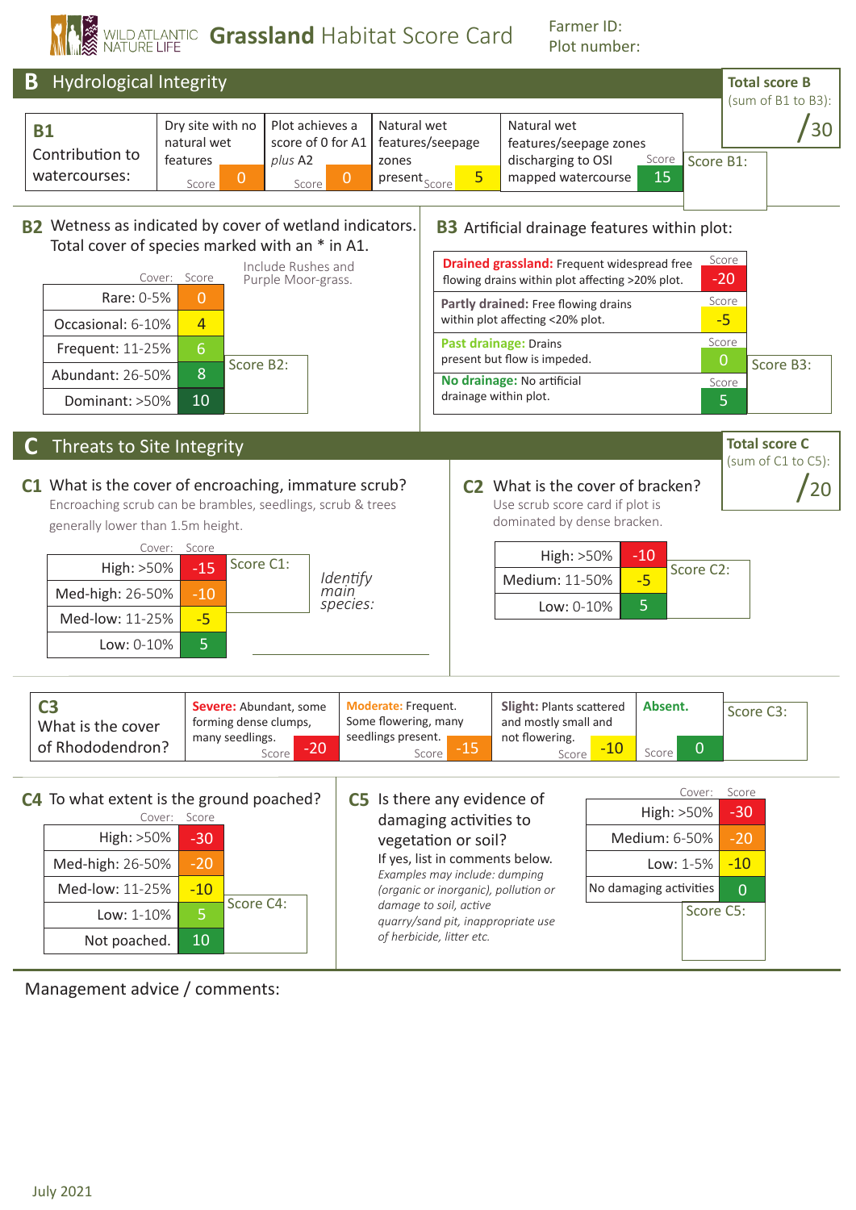WILD ATLANTIC NATURE LIFE **Grassland** Habitat Score Card

Farmer ID:
Plot number:

## B Hydrological Integrity

**Total score B** (sum of B1 to B3): /30

### B1 Contribution to watercourses:

| Dry site with no natural wet features | Plot achieves a score of 0 for A1 *plus* A2 | Natural wet features/seepage zones present | Natural wet features/seepage zones discharging to OSI mapped watercourse |
|---|---|---|---|
| Score 0 | Score 0 | Score 5 | Score 15 |

Score B1:

### B2 Wetness as indicated by cover of wetland indicators. Total cover of species marked with an * in A1.

Include Rushes and Purple Moor-grass.

| Cover: | Score |
|---|---|
| Rare: 0-5% | 0 |
| Occasional: 6-10% | 4 |
| Frequent: 11-25% | 6 |
| Abundant: 26-50% | 8 |
| Dominant: >50% | 10 |

Score B2:

### B3 Artificial drainage features within plot:

| | Score |
|---|---|
| **Drained grassland:** Frequent widespread free flowing drains within plot affecting >20% plot. | -20 |
| **Partly drained:** Free flowing drains within plot affecting <20% plot. | -5 |
| **Past drainage:** Drains present but flow is impeded. | 0 |
| **No drainage:** No artificial drainage within plot. | 5 |

Score B3:

## C Threats to Site Integrity

**Total score C** (sum of C1 to C5): /20

### C1 What is the cover of encroaching, immature scrub?

Encroaching scrub can be brambles, seedlings, scrub & trees generally lower than 1.5m height.

| Cover: | Score |
|---|---|
| High: >50% | -15 |
| Med-high: 26-50% | -10 |
| Med-low: 11-25% | -5 |
| Low: 0-10% | 5 |

Score C1:

*Identify main species:*

### C2 What is the cover of bracken?

Use scrub score card if plot is dominated by dense bracken.

| Cover: | Score |
|---|---|
| High: >50% | -10 |
| Medium: 11-50% | -5 |
| Low: 0-10% | 5 |

Score C2:

### C3 What is the cover of Rhododendron?

| **Severe:** Abundant, some forming dense clumps, many seedlings. | **Moderate:** Frequent. Some flowering, many seedlings present. | **Slight:** Plants scattered and mostly small and not flowering. | **Absent.** |
|---|---|---|---|
| Score -20 | Score -15 | Score -10 | Score 0 |

Score C3:

### C4 To what extent is the ground poached?

| Cover: | Score |
|---|---|
| High: >50% | -30 |
| Med-high: 26-50% | -20 |
| Med-low: 11-25% | -10 |
| Low: 1-10% | 5 |
| Not poached. | 10 |

Score C4:

### C5 Is there any evidence of damaging activities to vegetation or soil?

If yes, list in comments below.

*Examples may include: dumping (organic or inorganic), pollution or damage to soil, active quarry/sand pit, inappropriate use of herbicide, litter etc.*

| Cover: | Score |
|---|---|
| High: >50% | -30 |
| Medium: 6-50% | -20 |
| Low: 1-5% | -10 |
| No damaging activities | 0 |

Score C5:

Management advice / comments:

July 2021